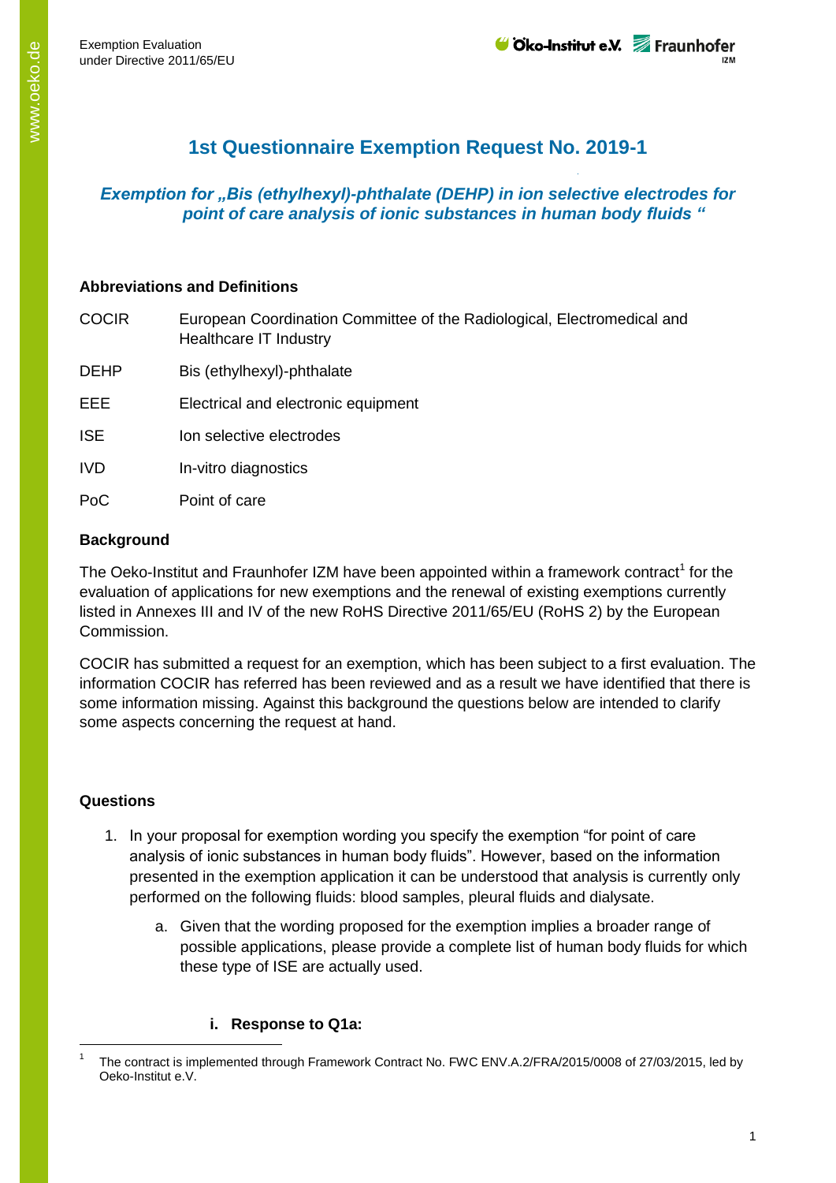# 1st Questionnaire Exemption Request No. 2019-1

## *Exemption for „Bis (ethylhexyl)-phthalate (DEHP) in ion selective electrodes for point of care analysis of ionic substances in human body fluids "*

### Abbreviations and Definitions

| | |
|---|---|
| COCIR | European Coordination Committee of the Radiological, Electromedical and Healthcare IT Industry |
| DEHP | Bis (ethylhexyl)-phthalate |
| EEE | Electrical and electronic equipment |
| ISE | Ion selective electrodes |
| IVD | In-vitro diagnostics |
| PoC | Point of care |

### Background

The Oeko-Institut and Fraunhofer IZM have been appointed within a framework contract[1] for the evaluation of applications for new exemptions and the renewal of existing exemptions currently listed in Annexes III and IV of the new RoHS Directive 2011/65/EU (RoHS 2) by the European Commission.

COCIR has submitted a request for an exemption, which has been subject to a first evaluation. The information COCIR has referred has been reviewed and as a result we have identified that there is some information missing. Against this background the questions below are intended to clarify some aspects concerning the request at hand.

### Questions

1. In your proposal for exemption wording you specify the exemption "for point of care analysis of ionic substances in human body fluids". However, based on the information presented in the exemption application it can be understood that analysis is currently only performed on the following fluids: blood samples, pleural fluids and dialysate.
    a. Given that the wording proposed for the exemption implies a broader range of possible applications, please provide a complete list of human body fluids for which these type of ISE are actually used.

        i. **Response to Q1a:**

[1] The contract is implemented through Framework Contract No. FWC ENV.A.2/FRA/2015/0008 of 27/03/2015, led by Oeko-Institut e.V.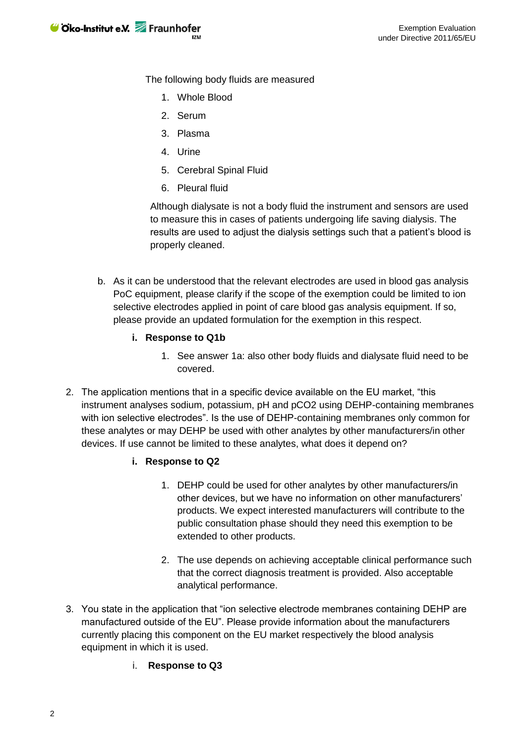The following body fluids are measured

1. Whole Blood
2. Serum
3. Plasma
4. Urine
5. Cerebral Spinal Fluid
6. Pleural fluid

Although dialysate is not a body fluid the instrument and sensors are used to measure this in cases of patients undergoing life saving dialysis. The results are used to adjust the dialysis settings such that a patient's blood is properly cleaned.

b. As it can be understood that the relevant electrodes are used in blood gas analysis PoC equipment, please clarify if the scope of the exemption could be limited to ion selective electrodes applied in point of care blood gas analysis equipment. If so, please provide an updated formulation for the exemption in this respect.

**i. Response to Q1b**

1. See answer 1a: also other body fluids and dialysate fluid need to be covered.

2. The application mentions that in a specific device available on the EU market, "this instrument analyses sodium, potassium, pH and pCO2 using DEHP-containing membranes with ion selective electrodes". Is the use of DEHP-containing membranes only common for these analytes or may DEHP be used with other analytes by other manufacturers/in other devices. If use cannot be limited to these analytes, what does it depend on?

**i. Response to Q2**

1. DEHP could be used for other analytes by other manufacturers/in other devices, but we have no information on other manufacturers' products. We expect interested manufacturers will contribute to the public consultation phase should they need this exemption to be extended to other products.

2. The use depends on achieving acceptable clinical performance such that the correct diagnosis treatment is provided. Also acceptable analytical performance.

3. You state in the application that "ion selective electrode membranes containing DEHP are manufactured outside of the EU". Please provide information about the manufacturers currently placing this component on the EU market respectively the blood analysis equipment in which it is used.

i. **Response to Q3**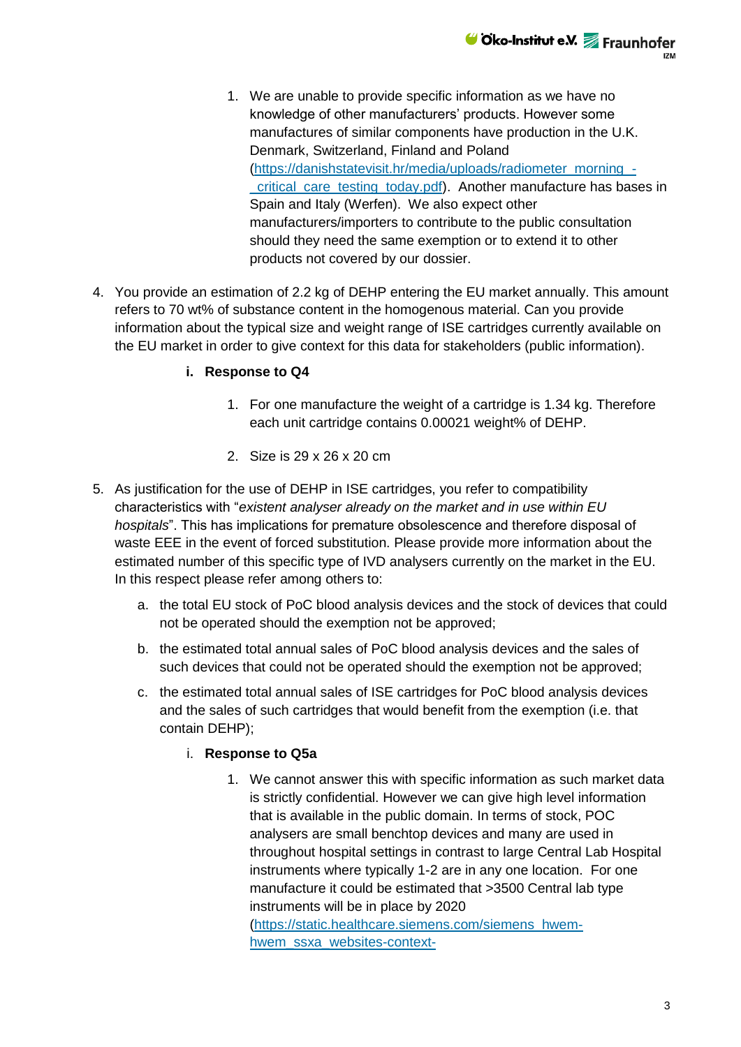1. We are unable to provide specific information as we have no knowledge of other manufacturers' products. However some manufactures of similar components have production in the U.K. Denmark, Switzerland, Finland and Poland (https://danishstatevisit.hr/media/uploads/radiometer_morning_-_critical_care_testing_today.pdf). Another manufacture has bases in Spain and Italy (Werfen). We also expect other manufacturers/importers to contribute to the public consultation should they need the same exemption or to extend it to other products not covered by our dossier.

4. You provide an estimation of 2.2 kg of DEHP entering the EU market annually. This amount refers to 70 wt% of substance content in the homogenous material. Can you provide information about the typical size and weight range of ISE cartridges currently available on the EU market in order to give context for this data for stakeholders (public information).

   **i. Response to Q4**

   1. For one manufacture the weight of a cartridge is 1.34 kg. Therefore each unit cartridge contains 0.00021 weight% of DEHP.

   2. Size is 29 x 26 x 20 cm

5. As justification for the use of DEHP in ISE cartridges, you refer to compatibility characteristics with "*existent analyser already on the market and in use within EU hospitals*". This has implications for premature obsolescence and therefore disposal of waste EEE in the event of forced substitution. Please provide more information about the estimated number of this specific type of IVD analysers currently on the market in the EU. In this respect please refer among others to:

   a. the total EU stock of PoC blood analysis devices and the stock of devices that could not be operated should the exemption not be approved;

   b. the estimated total annual sales of PoC blood analysis devices and the sales of such devices that could not be operated should the exemption not be approved;

   c. the estimated total annual sales of ISE cartridges for PoC blood analysis devices and the sales of such cartridges that would benefit from the exemption (i.e. that contain DEHP);

   i. **Response to Q5a**

   1. We cannot answer this with specific information as such market data is strictly confidential. However we can give high level information that is available in the public domain. In terms of stock, POC analysers are small benchtop devices and many are used in throughout hospital settings in contrast to large Central Lab Hospital instruments where typically 1-2 are in any one location. For one manufacture it could be estimated that >3500 Central lab type instruments will be in place by 2020 (https://static.healthcare.siemens.com/siemens_hwem-hwem_ssxa_websites-context-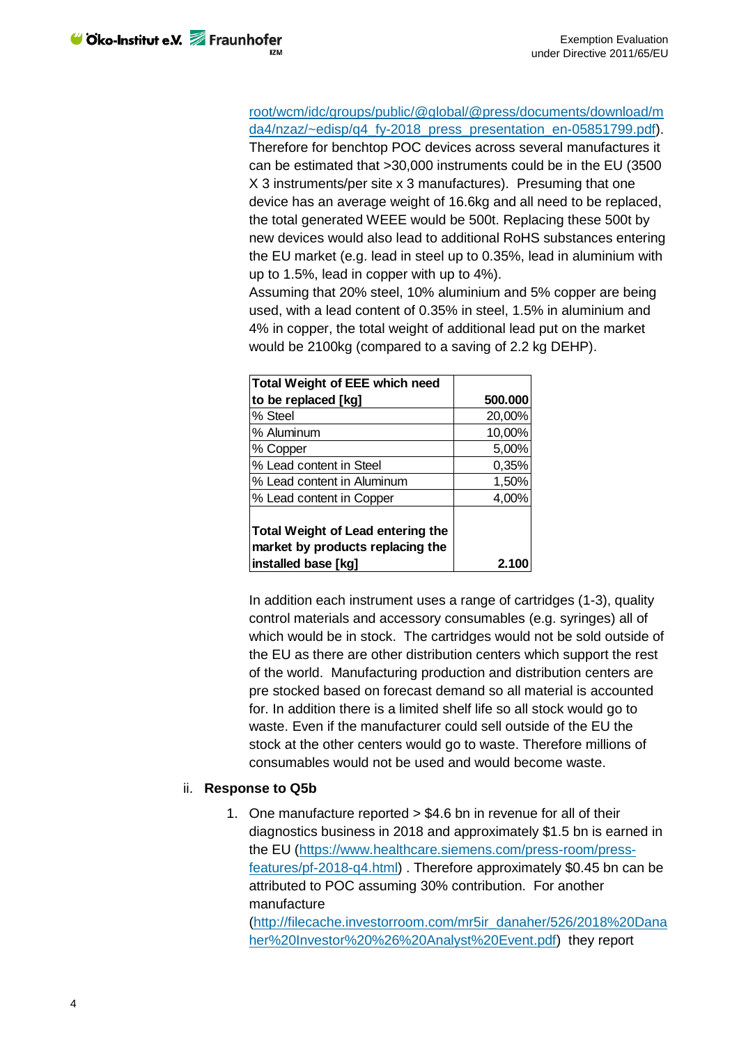root/wcm/idc/groups/public/@global/@press/documents/download/mda4/nzaz/~edisp/q4_fy-2018_press_presentation_en-05851799.pdf). Therefore for benchtop POC devices across several manufactures it can be estimated that >30,000 instruments could be in the EU (3500 X 3 instruments/per site x 3 manufactures). Presuming that one device has an average weight of 16.6kg and all need to be replaced, the total generated WEEE would be 500t. Replacing these 500t by new devices would also lead to additional RoHS substances entering the EU market (e.g. lead in steel up to 0.35%, lead in aluminium with up to 1.5%, lead in copper with up to 4%).

Assuming that 20% steel, 10% aluminium and 5% copper are being used, with a lead content of 0.35% in steel, 1.5% in aluminium and 4% in copper, the total weight of additional lead put on the market would be 2100kg (compared to a saving of 2.2 kg DEHP).

| **Total Weight of EEE which need to be replaced [kg]** | **500.000** |
|---|---|
| % Steel | 20,00% |
| % Aluminum | 10,00% |
| % Copper | 5,00% |
| % Lead content in Steel | 0,35% |
| % Lead content in Aluminum | 1,50% |
| % Lead content in Copper | 4,00% |
| **Total Weight of Lead entering the market by products replacing the installed base [kg]** | **2.100** |

In addition each instrument uses a range of cartridges (1-3), quality control materials and accessory consumables (e.g. syringes) all of which would be in stock. The cartridges would not be sold outside of the EU as there are other distribution centers which support the rest of the world. Manufacturing production and distribution centers are pre stocked based on forecast demand so all material is accounted for. In addition there is a limited shelf life so all stock would go to waste. Even if the manufacturer could sell outside of the EU the stock at the other centers would go to waste. Therefore millions of consumables would not be used and would become waste.

ii. **Response to Q5b**

1. One manufacture reported > $4.6 bn in revenue for all of their diagnostics business in 2018 and approximately $1.5 bn is earned in the EU (https://www.healthcare.siemens.com/press-room/press-features/pf-2018-q4.html) . Therefore approximately $0.45 bn can be attributed to POC assuming 30% contribution. For another manufacture (http://filecache.investorroom.com/mr5ir_danaher/526/2018%20Danaher%20Investor%20%26%20Analyst%20Event.pdf) they report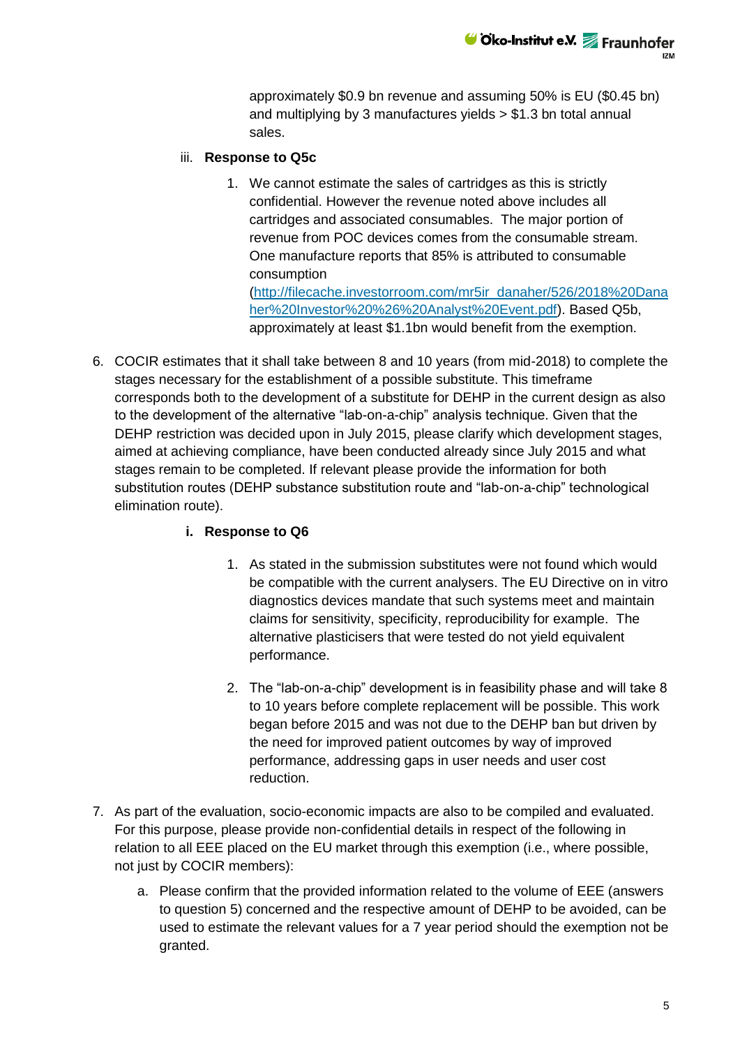approximately \$0.9 bn revenue and assuming 50% is EU (\$0.45 bn) and multiplying by 3 manufactures yields > \$1.3 bn total annual sales.

iii. **Response to Q5c**

1. We cannot estimate the sales of cartridges as this is strictly confidential. However the revenue noted above includes all cartridges and associated consumables. The major portion of revenue from POC devices comes from the consumable stream. One manufacture reports that 85% is attributed to consumable consumption (http://filecache.investorroom.com/mr5ir_danaher/526/2018%20Danaher%20Investor%20%26%20Analyst%20Event.pdf). Based Q5b, approximately at least \$1.1bn would benefit from the exemption.

6. COCIR estimates that it shall take between 8 and 10 years (from mid-2018) to complete the stages necessary for the establishment of a possible substitute. This timeframe corresponds both to the development of a substitute for DEHP in the current design as also to the development of the alternative "lab-on-a-chip" analysis technique. Given that the DEHP restriction was decided upon in July 2015, please clarify which development stages, aimed at achieving compliance, have been conducted already since July 2015 and what stages remain to be completed. If relevant please provide the information for both substitution routes (DEHP substance substitution route and "lab-on-a-chip" technological elimination route).

i. **Response to Q6**

1. As stated in the submission substitutes were not found which would be compatible with the current analysers. The EU Directive on in vitro diagnostics devices mandate that such systems meet and maintain claims for sensitivity, specificity, reproducibility for example. The alternative plasticisers that were tested do not yield equivalent performance.

2. The "lab-on-a-chip" development is in feasibility phase and will take 8 to 10 years before complete replacement will be possible. This work began before 2015 and was not due to the DEHP ban but driven by the need for improved patient outcomes by way of improved performance, addressing gaps in user needs and user cost reduction.

7. As part of the evaluation, socio-economic impacts are also to be compiled and evaluated. For this purpose, please provide non-confidential details in respect of the following in relation to all EEE placed on the EU market through this exemption (i.e., where possible, not just by COCIR members):

   a. Please confirm that the provided information related to the volume of EEE (answers to question 5) concerned and the respective amount of DEHP to be avoided, can be used to estimate the relevant values for a 7 year period should the exemption not be granted.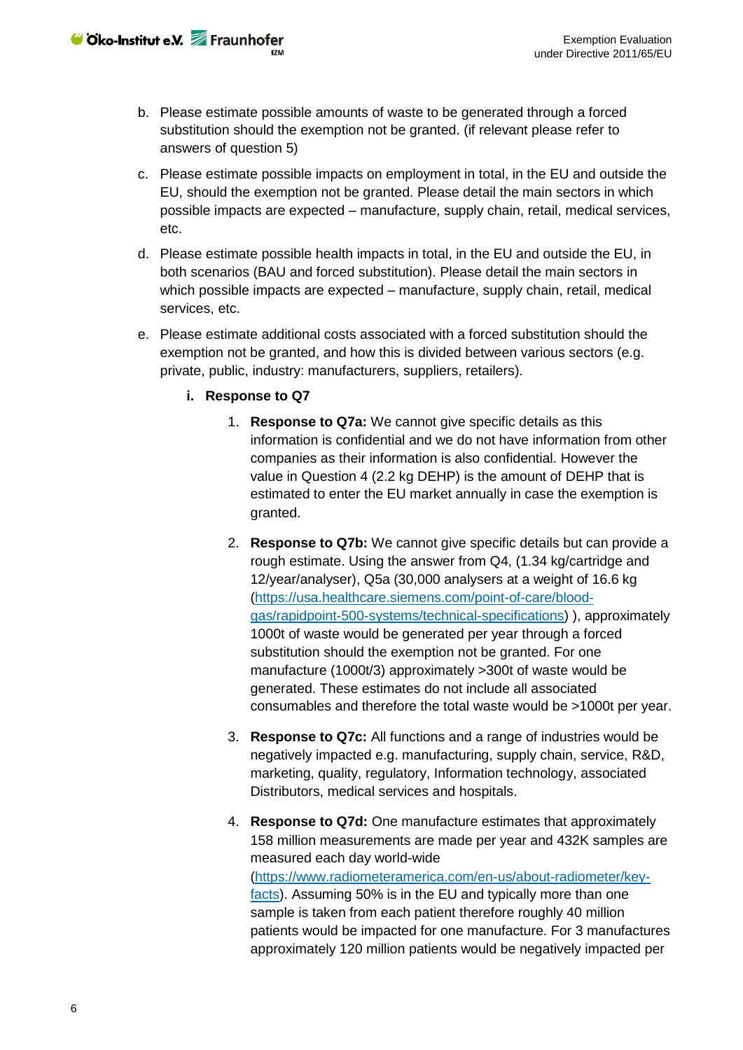b. Please estimate possible amounts of waste to be generated through a forced substitution should the exemption not be granted. (if relevant please refer to answers of question 5)

c. Please estimate possible impacts on employment in total, in the EU and outside the EU, should the exemption not be granted. Please detail the main sectors in which possible impacts are expected – manufacture, supply chain, retail, medical services, etc.

d. Please estimate possible health impacts in total, in the EU and outside the EU, in both scenarios (BAU and forced substitution). Please detail the main sectors in which possible impacts are expected – manufacture, supply chain, retail, medical services, etc.

e. Please estimate additional costs associated with a forced substitution should the exemption not be granted, and how this is divided between various sectors (e.g. private, public, industry: manufacturers, suppliers, retailers).

   i. **Response to Q7**

      1. **Response to Q7a:** We cannot give specific details as this information is confidential and we do not have information from other companies as their information is also confidential. However the value in Question 4 (2.2 kg DEHP) is the amount of DEHP that is estimated to enter the EU market annually in case the exemption is granted.

      2. **Response to Q7b:** We cannot give specific details but can provide a rough estimate. Using the answer from Q4, (1.34 kg/cartridge and 12/year/analyser), Q5a (30,000 analysers at a weight of 16.6 kg (https://usa.healthcare.siemens.com/point-of-care/blood-gas/rapidpoint-500-systems/technical-specifications) ), approximately 1000t of waste would be generated per year through a forced substitution should the exemption not be granted. For one manufacture (1000t/3) approximately >300t of waste would be generated. These estimates do not include all associated consumables and therefore the total waste would be >1000t per year.

      3. **Response to Q7c:** All functions and a range of industries would be negatively impacted e.g. manufacturing, supply chain, service, R&D, marketing, quality, regulatory, Information technology, associated Distributors, medical services and hospitals.

      4. **Response to Q7d:** One manufacture estimates that approximately 158 million measurements are made per year and 432K samples are measured each day world-wide (https://www.radiometeramerica.com/en-us/about-radiometer/key-facts). Assuming 50% is in the EU and typically more than one sample is taken from each patient therefore roughly 40 million patients would be impacted for one manufacture. For 3 manufactures approximately 120 million patients would be negatively impacted per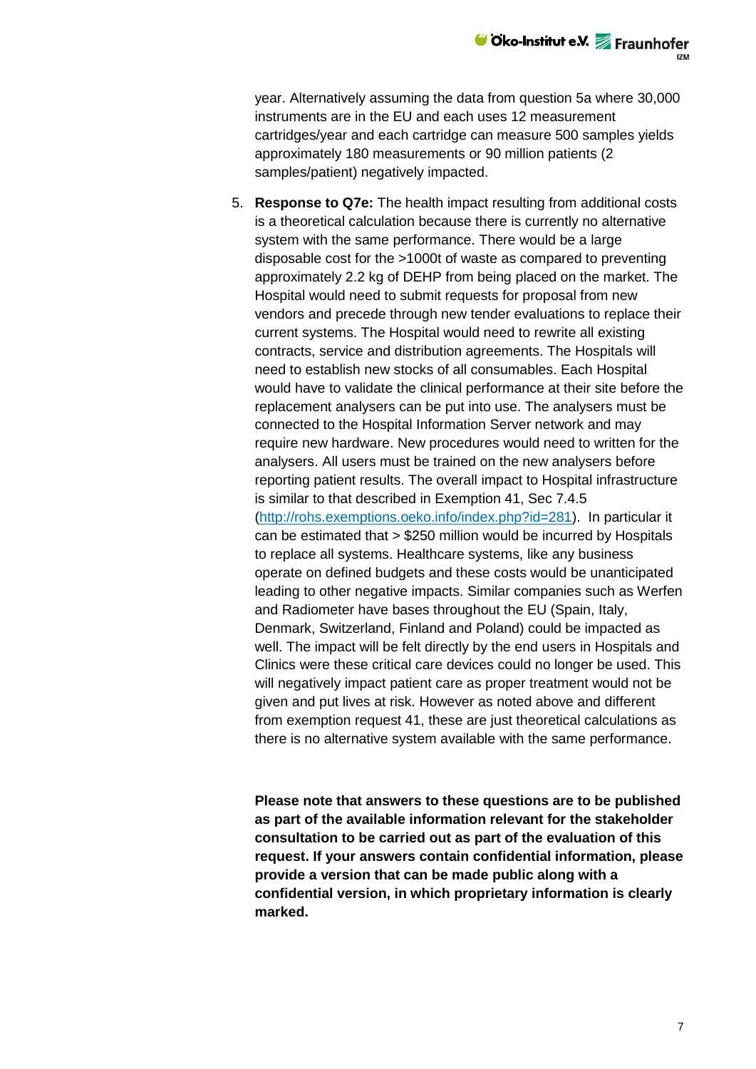year. Alternatively assuming the data from question 5a where 30,000 instruments are in the EU and each uses 12 measurement cartridges/year and each cartridge can measure 500 samples yields approximately 180 measurements or 90 million patients (2 samples/patient) negatively impacted.

5. **Response to Q7e:** The health impact resulting from additional costs is a theoretical calculation because there is currently no alternative system with the same performance. There would be a large disposable cost for the >1000t of waste as compared to preventing approximately 2.2 kg of DEHP from being placed on the market. The Hospital would need to submit requests for proposal from new vendors and precede through new tender evaluations to replace their current systems. The Hospital would need to rewrite all existing contracts, service and distribution agreements. The Hospitals will need to establish new stocks of all consumables. Each Hospital would have to validate the clinical performance at their site before the replacement analysers can be put into use. The analysers must be connected to the Hospital Information Server network and may require new hardware. New procedures would need to written for the analysers. All users must be trained on the new analysers before reporting patient results. The overall impact to Hospital infrastructure is similar to that described in Exemption 41, Sec 7.4.5 (http://rohs.exemptions.oeko.info/index.php?id=281). In particular it can be estimated that > $250 million would be incurred by Hospitals to replace all systems. Healthcare systems, like any business operate on defined budgets and these costs would be unanticipated leading to other negative impacts. Similar companies such as Werfen and Radiometer have bases throughout the EU (Spain, Italy, Denmark, Switzerland, Finland and Poland) could be impacted as well. The impact will be felt directly by the end users in Hospitals and Clinics were these critical care devices could no longer be used. This will negatively impact patient care as proper treatment would not be given and put lives at risk. However as noted above and different from exemption request 41, these are just theoretical calculations as there is no alternative system available with the same performance.

**Please note that answers to these questions are to be published as part of the available information relevant for the stakeholder consultation to be carried out as part of the evaluation of this request. If your answers contain confidential information, please provide a version that can be made public along with a confidential version, in which proprietary information is clearly marked.**